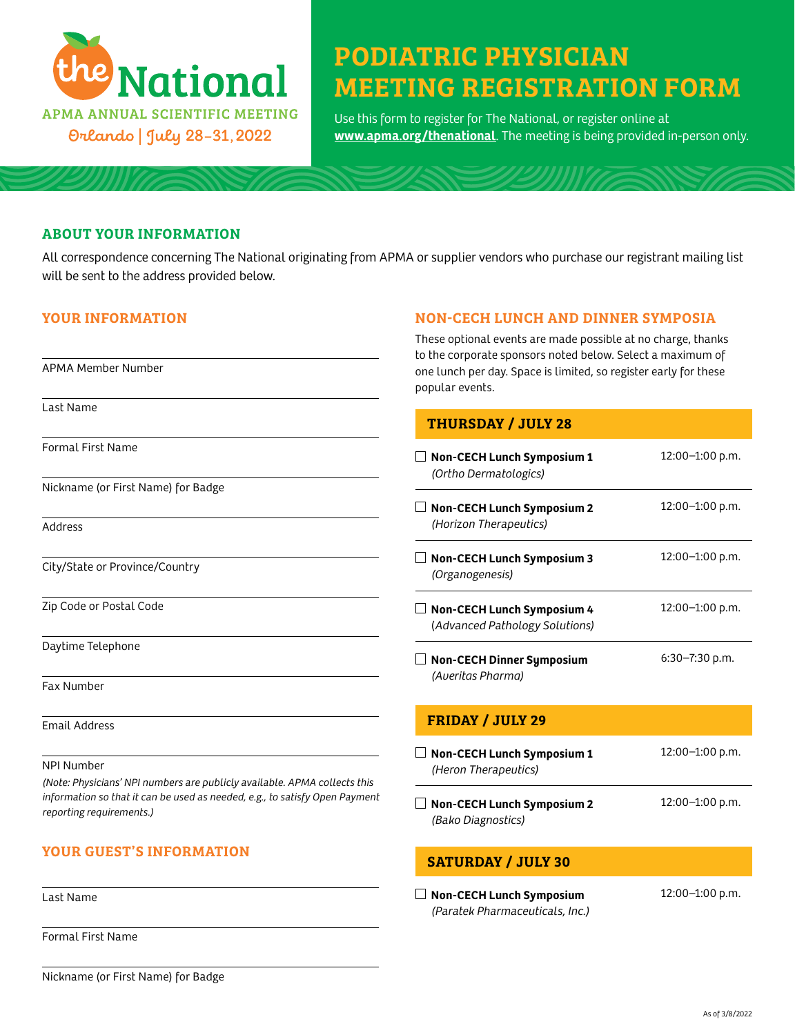# the National

APMA ANNUAL SCIENTIFIC MEETING

Orlando | July 28–31, 2022

# PODIATRIC PHYSICIAN MEETING REGISTRATION FORM

Use this form to register for The National, or register online at **www.apma.org/thenational**. The meeting is being provided in-person only.

## ABOUT YOUR INFORMATION

All correspondence concerning The National originating from APMA or supplier vendors who purchase our registrant mailing list will be sent to the address provided below.

## YOUR INFORMATION

APMA Member Number

Last Name

Formal First Name

Nickname (or First Name) for Badge

Address

City/State or Province/Country

Zip Code or Postal Code

Daytime Telephone

Fax Number

Email Address

NPI Number

*(Note: Physicians' NPI numbers are publicly available. APMA collects this information so that it can be used as needed, e.g., to satisfy Open Payment reporting requirements.)*

## YOUR GUEST'S INFORMATION

Last Name

Formal First Name

Nickname (or First Name) for Badge

## NON-CECH LUNCH AND DINNER SYMPOSIA

These optional events are made possible at no charge, thanks to the corporate sponsors noted below. Select a maximum of one lunch per day. Space is limited, so register early for these popular events.

### THURSDAY / JULY 28

| Event | Time |
|---|---|
| ☐ **Non-CECH Lunch Symposium 1** *(Ortho Dermatologics)* | 12:00–1:00 p.m. |
| ☐ **Non-CECH Lunch Symposium 2** *(Horizon Therapeutics)* | 12:00–1:00 p.m. |
| ☐ **Non-CECH Lunch Symposium 3** *(Organogenesis)* | 12:00–1:00 p.m. |
| ☐ **Non-CECH Lunch Symposium 4** *(Advanced Pathology Solutions)* | 12:00–1:00 p.m. |
| ☐ **Non-CECH Dinner Symposium** *(Averitas Pharma)* | 6:30–7:30 p.m. |

### FRIDAY / JULY 29

| Event | Time |
|---|---|
| ☐ **Non-CECH Lunch Symposium 1** *(Heron Therapeutics)* | 12:00–1:00 p.m. |
| ☐ **Non-CECH Lunch Symposium 2** *(Bako Diagnostics)* | 12:00–1:00 p.m. |

### SATURDAY / JULY 30

| Event | Time |
|---|---|
| ☐ **Non-CECH Lunch Symposium** *(Paratek Pharmaceuticals, Inc.)* | 12:00–1:00 p.m. |

As of 3/8/2022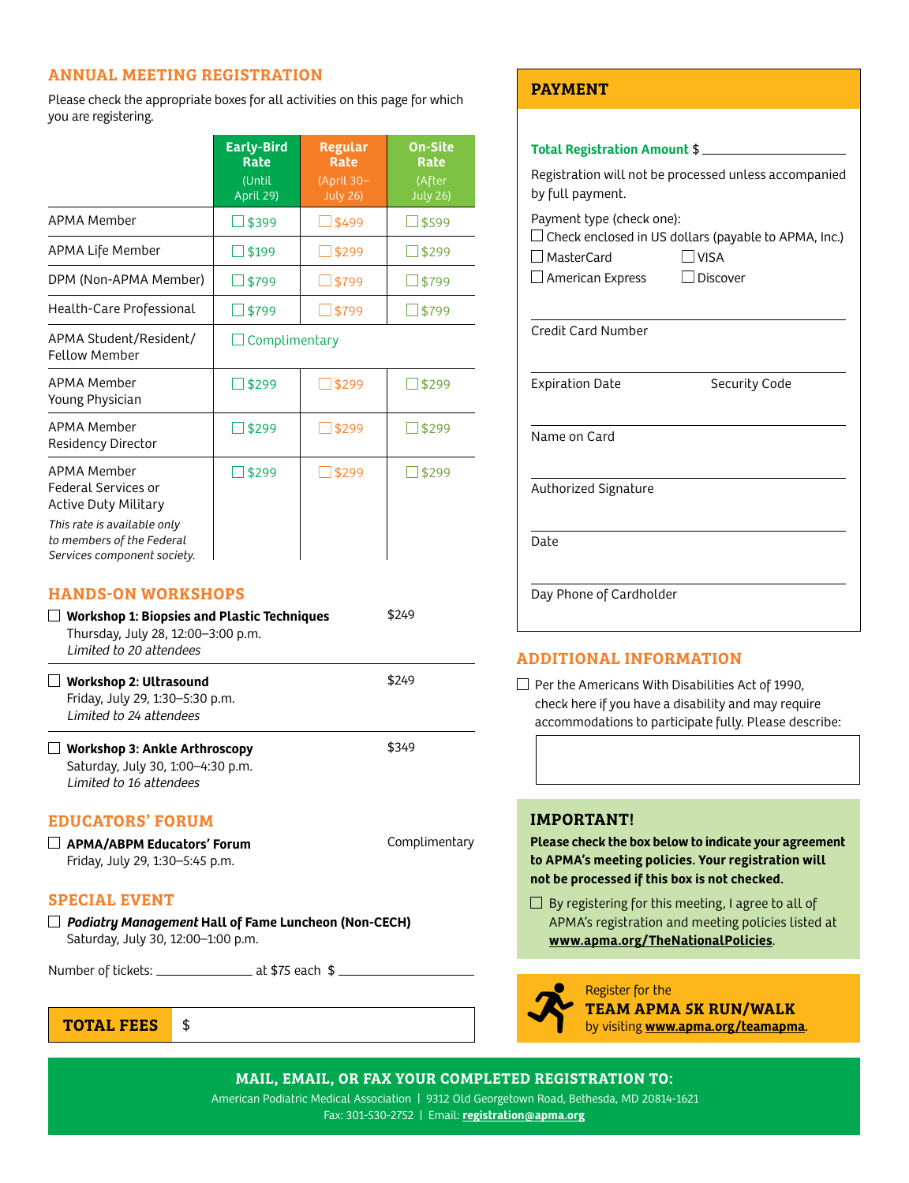## ANNUAL MEETING REGISTRATION

Please check the appropriate boxes for all activities on this page for which you are registering.

| | Early-Bird Rate (Until April 29) | Regular Rate (April 30–July 26) | On-Site Rate (After July 26) |
|---|---|---|---|
| APMA Member | ☐ $399 | ☐ $499 | ☐ $599 |
| APMA Life Member | ☐ $199 | ☐ $299 | ☐ $299 |
| DPM (Non-APMA Member) | ☐ $799 | ☐ $799 | ☐ $799 |
| Health-Care Professional | ☐ $799 | ☐ $799 | ☐ $799 |
| APMA Student/Resident/Fellow Member | ☐ Complimentary | | |
| APMA Member Young Physician | ☐ $299 | ☐ $299 | ☐ $299 |
| APMA Member Residency Director | ☐ $299 | ☐ $299 | ☐ $299 |
| APMA Member Federal Services or Active Duty Military *This rate is available only to members of the Federal Services component society.* | ☐ $299 | ☐ $299 | ☐ $299 |

## HANDS-ON WORKSHOPS

☐ **Workshop 1: Biopsies and Plastic Techniques** — $249
Thursday, July 28, 12:00–3:00 p.m.
*Limited to 20 attendees*

☐ **Workshop 2: Ultrasound** — $249
Friday, July 29, 1:30–5:30 p.m.
*Limited to 24 attendees*

☐ **Workshop 3: Ankle Arthroscopy** — $349
Saturday, July 30, 1:00–4:30 p.m.
*Limited to 16 attendees*

## EDUCATORS' FORUM

☐ **APMA/ABPM Educators' Forum** — Complimentary
Friday, July 29, 1:30–5:45 p.m.

## SPECIAL EVENT

☐ ***Podiatry Management*** **Hall of Fame Luncheon (Non-CECH)**
Saturday, July 30, 12:00–1:00 p.m.

Number of tickets: ____________ at $75 each $ ____________

**TOTAL FEES** $ ____________

## PAYMENT

**Total Registration Amount** $ ____________

Registration will not be processed unless accompanied by full payment.

Payment type (check one):

☐ Check enclosed in US dollars (payable to APMA, Inc.)
☐ MasterCard ☐ VISA
☐ American Express ☐ Discover

Credit Card Number ____________

Expiration Date ____________ Security Code ____________

Name on Card ____________

Authorized Signature ____________

Date ____________

Day Phone of Cardholder ____________

## ADDITIONAL INFORMATION

☐ Per the Americans With Disabilities Act of 1990, check here if you have a disability and may require accommodations to participate fully. Please describe:

## IMPORTANT!

**Please check the box below to indicate your agreement to APMA's meeting policies. Your registration will not be processed if this box is not checked.**

☐ By registering for this meeting, I agree to all of APMA's registration and meeting policies listed at **www.apma.org/TheNationalPolicies**.

Register for the
**TEAM APMA 5K RUN/WALK**
by visiting **www.apma.org/teamapma**.

**MAIL, EMAIL, OR FAX YOUR COMPLETED REGISTRATION TO:**

American Podiatric Medical Association | 9312 Old Georgetown Road, Bethesda, MD 20814-1621
Fax: 301-530-2752 | Email: **registration@apma.org**